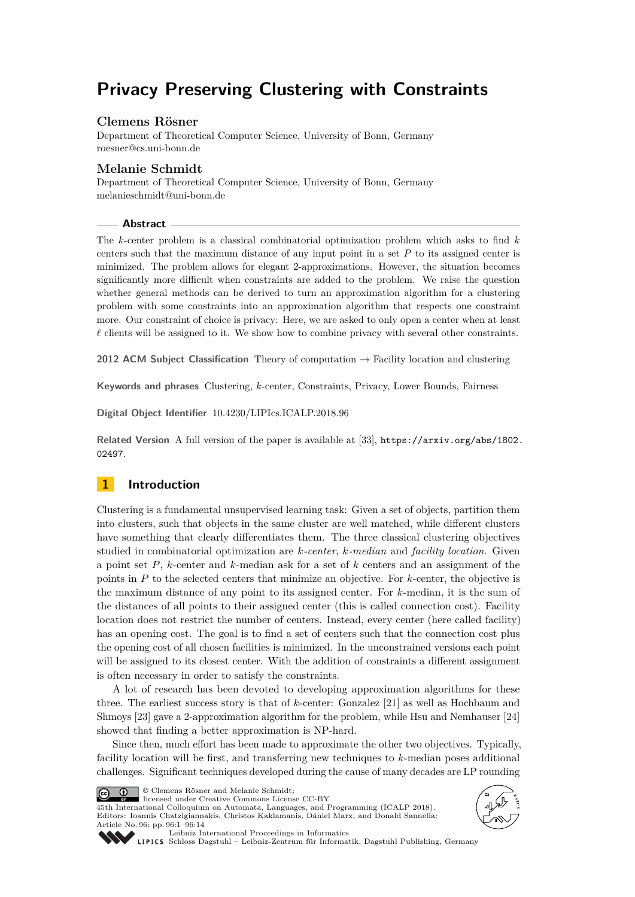# Privacy Preserving Clustering with Constraints

**Clemens Rösner**

Department of Theoretical Computer Science, University of Bonn, Germany
roesner@cs.uni-bonn.de

**Melanie Schmidt**

Department of Theoretical Computer Science, University of Bonn, Germany
melanieschmidt@uni-bonn.de

## Abstract

The $k$-center problem is a classical combinatorial optimization problem which asks to find $k$ centers such that the maximum distance of any input point in a set $P$ to its assigned center is minimized. The problem allows for elegant 2-approximations. However, the situation becomes significantly more difficult when constraints are added to the problem. We raise the question whether general methods can be derived to turn an approximation algorithm for a clustering problem with some constraints into an approximation algorithm that respects one constraint more. Our constraint of choice is privacy: Here, we are asked to only open a center when at least $\ell$ clients will be assigned to it. We show how to combine privacy with several other constraints.

**2012 ACM Subject Classification** Theory of computation → Facility location and clustering

**Keywords and phrases** Clustering, $k$-center, Constraints, Privacy, Lower Bounds, Fairness

**Digital Object Identifier** 10.4230/LIPIcs.ICALP.2018.96

**Related Version** A full version of the paper is available at [33], https://arxiv.org/abs/1802.02497.

## 1 Introduction

Clustering is a fundamental unsupervised learning task: Given a set of objects, partition them into clusters, such that objects in the same cluster are well matched, while different clusters have something that clearly differentiates them. The three classical clustering objectives studied in combinatorial optimization are *k-center*, *k-median* and *facility location*. Given a point set $P$, $k$-center and $k$-median ask for a set of $k$ centers and an assignment of the points in $P$ to the selected centers that minimize an objective. For $k$-center, the objective is the maximum distance of any point to its assigned center. For $k$-median, it is the sum of the distances of all points to their assigned center (this is called connection cost). Facility location does not restrict the number of centers. Instead, every center (here called facility) has an opening cost. The goal is to find a set of centers such that the connection cost plus the opening cost of all chosen facilities is minimized. In the unconstrained versions each point will be assigned to its closest center. With the addition of constraints a different assignment is often necessary in order to satisfy the constraints.

A lot of research has been devoted to developing approximation algorithms for these three. The earliest success story is that of $k$-center: Gonzalez [21] as well as Hochbaum and Shmoys [23] gave a 2-approximation algorithm for the problem, while Hsu and Nemhauser [24] showed that finding a better approximation is NP-hard.

Since then, much effort has been made to approximate the other two objectives. Typically, facility location will be first, and transferring new techniques to $k$-median poses additional challenges. Significant techniques developed during the cause of many decades are LP rounding

© Clemens Rösner and Melanie Schmidt;
licensed under Creative Commons License CC-BY
45th International Colloquium on Automata, Languages, and Programming (ICALP 2018).
Editors: Ioannis Chatzigiannakis, Christos Kaklamanis, Dániel Marx, and Donald Sannella;
Article No. 96; pp. 96:1–96:14
Leibniz International Proceedings in Informatics
Schloss Dagstuhl – Leibniz-Zentrum für Informatik, Dagstuhl Publishing, Germany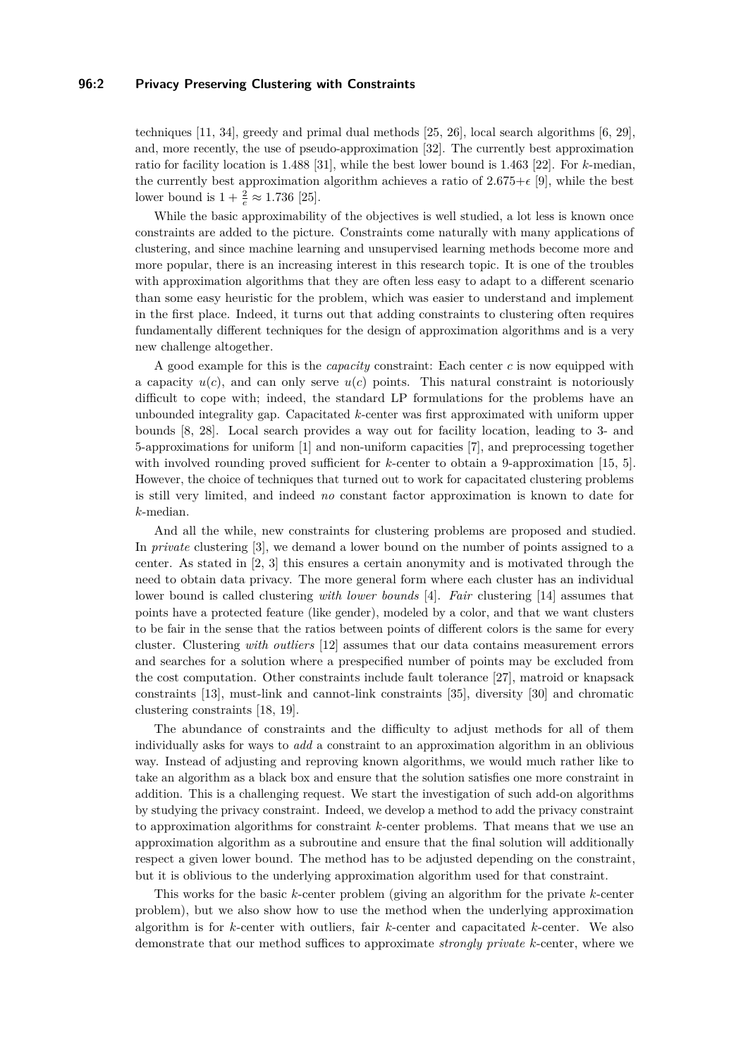techniques [11, 34], greedy and primal dual methods [25, 26], local search algorithms [6, 29], and, more recently, the use of pseudo-approximation [32]. The currently best approximation ratio for facility location is 1.488 [31], while the best lower bound is 1.463 [22]. For $k$-median, the currently best approximation algorithm achieves a ratio of $2.675+\epsilon$ [9], while the best lower bound is $1 + \frac{2}{e} \approx 1.736$ [25].

While the basic approximability of the objectives is well studied, a lot less is known once constraints are added to the picture. Constraints come naturally with many applications of clustering, and since machine learning and unsupervised learning methods become more and more popular, there is an increasing interest in this research topic. It is one of the troubles with approximation algorithms that they are often less easy to adapt to a different scenario than some easy heuristic for the problem, which was easier to understand and implement in the first place. Indeed, it turns out that adding constraints to clustering often requires fundamentally different techniques for the design of approximation algorithms and is a very new challenge altogether.

A good example for this is the *capacity* constraint: Each center $c$ is now equipped with a capacity $u(c)$, and can only serve $u(c)$ points. This natural constraint is notoriously difficult to cope with; indeed, the standard LP formulations for the problems have an unbounded integrality gap. Capacitated $k$-center was first approximated with uniform upper bounds [8, 28]. Local search provides a way out for facility location, leading to 3- and 5-approximations for uniform [1] and non-uniform capacities [7], and preprocessing together with involved rounding proved sufficient for $k$-center to obtain a 9-approximation [15, 5]. However, the choice of techniques that turned out to work for capacitated clustering problems is still very limited, and indeed *no* constant factor approximation is known to date for $k$-median.

And all the while, new constraints for clustering problems are proposed and studied. In *private* clustering [3], we demand a lower bound on the number of points assigned to a center. As stated in [2, 3] this ensures a certain anonymity and is motivated through the need to obtain data privacy. The more general form where each cluster has an individual lower bound is called clustering *with lower bounds* [4]. *Fair* clustering [14] assumes that points have a protected feature (like gender), modeled by a color, and that we want clusters to be fair in the sense that the ratios between points of different colors is the same for every cluster. Clustering *with outliers* [12] assumes that our data contains measurement errors and searches for a solution where a prespecified number of points may be excluded from the cost computation. Other constraints include fault tolerance [27], matroid or knapsack constraints [13], must-link and cannot-link constraints [35], diversity [30] and chromatic clustering constraints [18, 19].

The abundance of constraints and the difficulty to adjust methods for all of them individually asks for ways to *add* a constraint to an approximation algorithm in an oblivious way. Instead of adjusting and reproving known algorithms, we would much rather like to take an algorithm as a black box and ensure that the solution satisfies one more constraint in addition. This is a challenging request. We start the investigation of such add-on algorithms by studying the privacy constraint. Indeed, we develop a method to add the privacy constraint to approximation algorithms for constraint $k$-center problems. That means that we use an approximation algorithm as a subroutine and ensure that the final solution will additionally respect a given lower bound. The method has to be adjusted depending on the constraint, but it is oblivious to the underlying approximation algorithm used for that constraint.

This works for the basic $k$-center problem (giving an algorithm for the private $k$-center problem), but we also show how to use the method when the underlying approximation algorithm is for $k$-center with outliers, fair $k$-center and capacitated $k$-center. We also demonstrate that our method suffices to approximate *strongly private* $k$-center, where we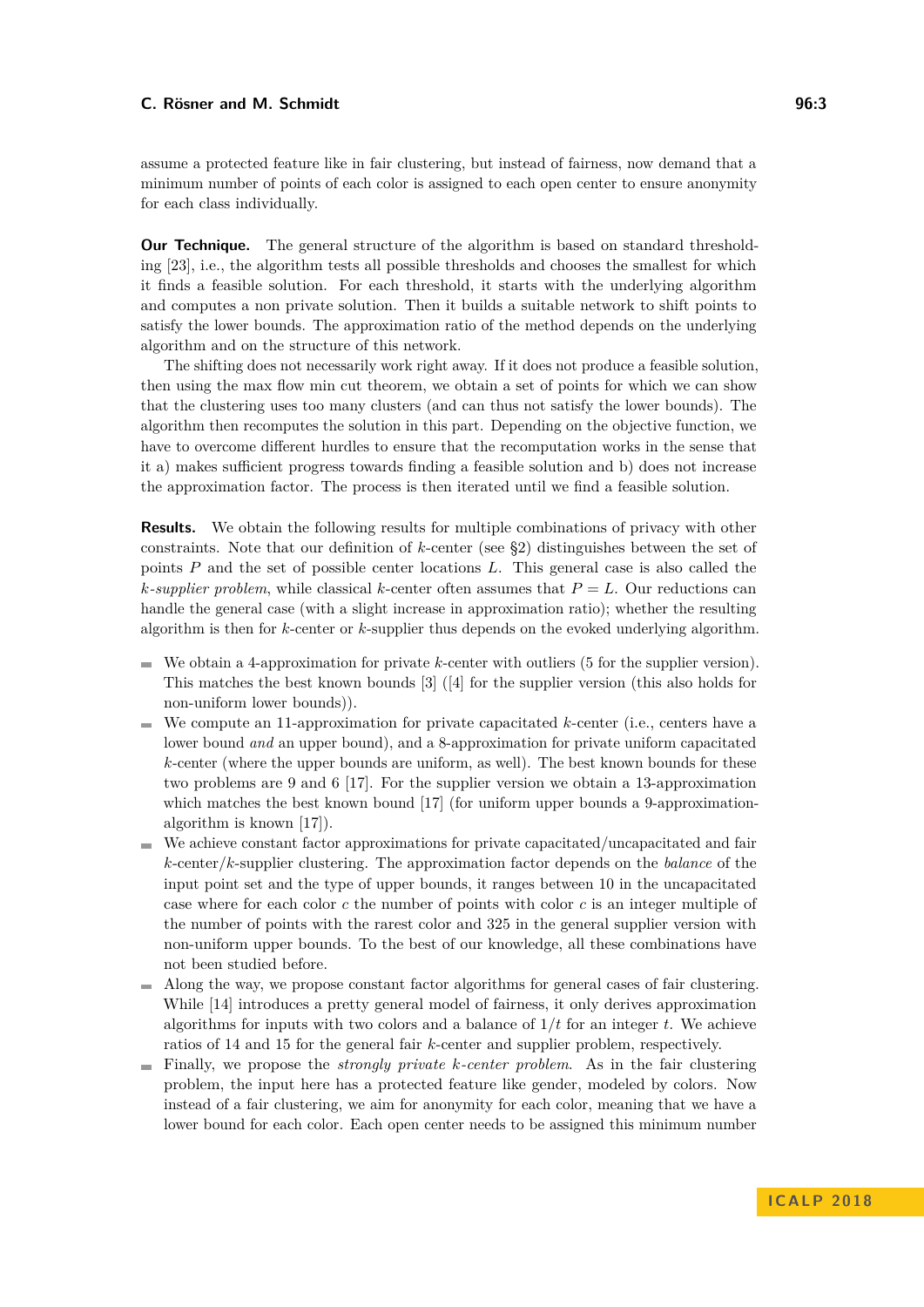assume a protected feature like in fair clustering, but instead of fairness, now demand that a minimum number of points of each color is assigned to each open center to ensure anonymity for each class individually.

**Our Technique.** The general structure of the algorithm is based on standard thresholding [23], i.e., the algorithm tests all possible thresholds and chooses the smallest for which it finds a feasible solution. For each threshold, it starts with the underlying algorithm and computes a non private solution. Then it builds a suitable network to shift points to satisfy the lower bounds. The approximation ratio of the method depends on the underlying algorithm and on the structure of this network.

The shifting does not necessarily work right away. If it does not produce a feasible solution, then using the max flow min cut theorem, we obtain a set of points for which we can show that the clustering uses too many clusters (and can thus not satisfy the lower bounds). The algorithm then recomputes the solution in this part. Depending on the objective function, we have to overcome different hurdles to ensure that the recomputation works in the sense that it a) makes sufficient progress towards finding a feasible solution and b) does not increase the approximation factor. The process is then iterated until we find a feasible solution.

**Results.** We obtain the following results for multiple combinations of privacy with other constraints. Note that our definition of $k$-center (see §2) distinguishes between the set of points $P$ and the set of possible center locations $L$. This general case is also called the *$k$-supplier problem*, while classical $k$-center often assumes that $P = L$. Our reductions can handle the general case (with a slight increase in approximation ratio); whether the resulting algorithm is then for $k$-center or $k$-supplier thus depends on the evoked underlying algorithm.

- We obtain a 4-approximation for private $k$-center with outliers (5 for the supplier version). This matches the best known bounds [3] ([4] for the supplier version (this also holds for non-uniform lower bounds)).
- We compute an 11-approximation for private capacitated $k$-center (i.e., centers have a lower bound *and* an upper bound), and a 8-approximation for private uniform capacitated $k$-center (where the upper bounds are uniform, as well). The best known bounds for these two problems are 9 and 6 [17]. For the supplier version we obtain a 13-approximation which matches the best known bound [17] (for uniform upper bounds a 9-approximation-algorithm is known [17]).
- We achieve constant factor approximations for private capacitated/uncapacitated and fair $k$-center/$k$-supplier clustering. The approximation factor depends on the *balance* of the input point set and the type of upper bounds, it ranges between 10 in the uncapacitated case where for each color $c$ the number of points with color $c$ is an integer multiple of the number of points with the rarest color and 325 in the general supplier version with non-uniform upper bounds. To the best of our knowledge, all these combinations have not been studied before.
- Along the way, we propose constant factor algorithms for general cases of fair clustering. While [14] introduces a pretty general model of fairness, it only derives approximation algorithms for inputs with two colors and a balance of $1/t$ for an integer $t$. We achieve ratios of 14 and 15 for the general fair $k$-center and supplier problem, respectively.
- Finally, we propose the *strongly private $k$-center problem*. As in the fair clustering problem, the input here has a protected feature like gender, modeled by colors. Now instead of a fair clustering, we aim for anonymity for each color, meaning that we have a lower bound for each color. Each open center needs to be assigned this minimum number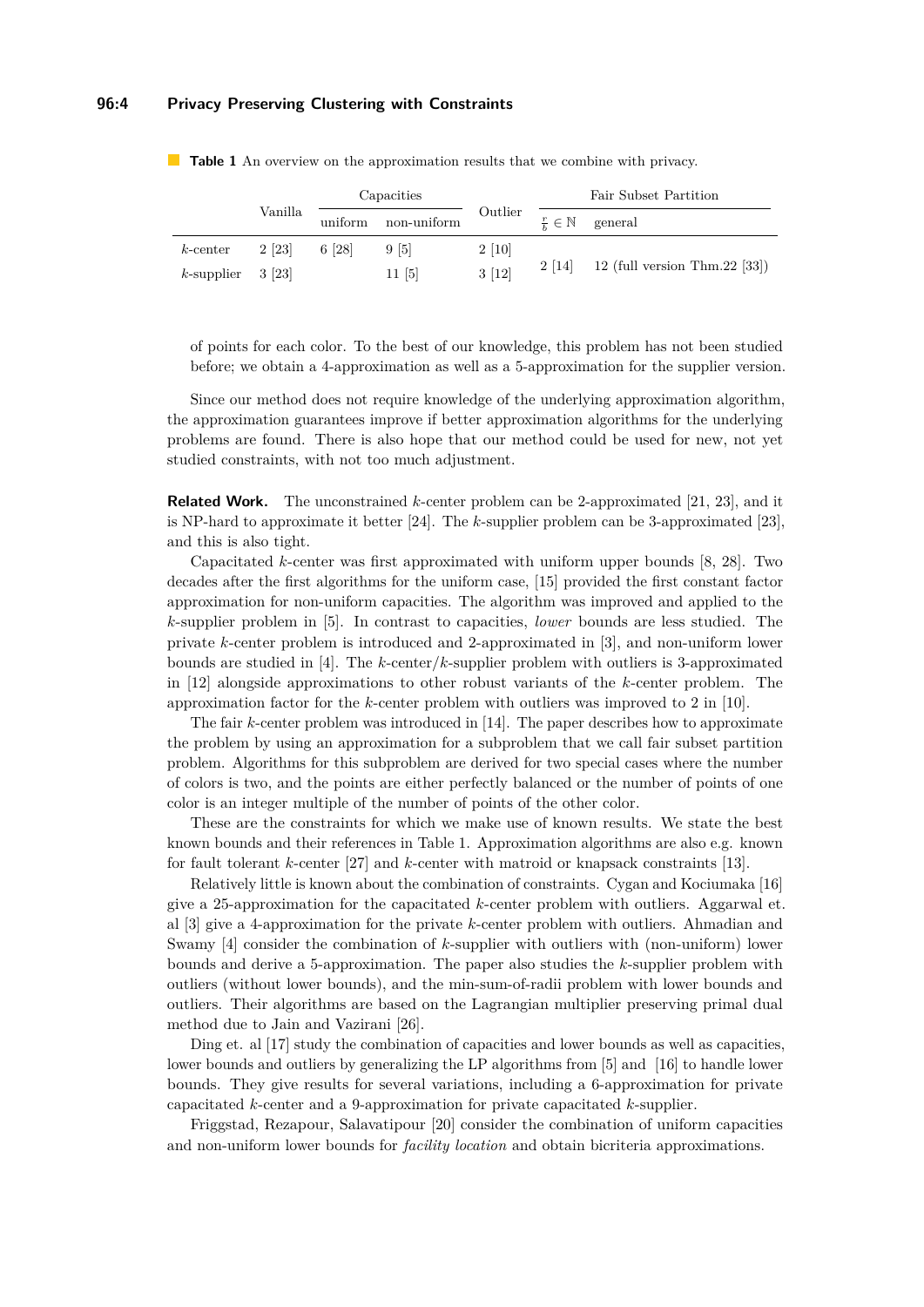**Table 1** An overview on the approximation results that we combine with privacy.

| | Vanilla | Capacities | | Outlier | Fair Subset Partition | |
|---|---|---|---|---|---|---|
| | | uniform | non-uniform | | $\frac{r}{b} \in \mathbb{N}$ | general |
| $k$-center | 2 [23] | 6 [28] | 9 [5] | 2 [10] | 2 [14] | 12 (full version Thm.22 [33]) |
| $k$-supplier | 3 [23] | | 11 [5] | 3 [12] | | |

of points for each color. To the best of our knowledge, this problem has not been studied before; we obtain a 4-approximation as well as a 5-approximation for the supplier version.

Since our method does not require knowledge of the underlying approximation algorithm, the approximation guarantees improve if better approximation algorithms for the underlying problems are found. There is also hope that our method could be used for new, not yet studied constraints, with not too much adjustment.

**Related Work.** The unconstrained $k$-center problem can be 2-approximated [21, 23], and it is NP-hard to approximate it better [24]. The $k$-supplier problem can be 3-approximated [23], and this is also tight.

Capacitated $k$-center was first approximated with uniform upper bounds [8, 28]. Two decades after the first algorithms for the uniform case, [15] provided the first constant factor approximation for non-uniform capacities. The algorithm was improved and applied to the $k$-supplier problem in [5]. In contrast to capacities, *lower* bounds are less studied. The private $k$-center problem is introduced and 2-approximated in [3], and non-uniform lower bounds are studied in [4]. The $k$-center/$k$-supplier problem with outliers is 3-approximated in [12] alongside approximations to other robust variants of the $k$-center problem. The approximation factor for the $k$-center problem with outliers was improved to 2 in [10].

The fair $k$-center problem was introduced in [14]. The paper describes how to approximate the problem by using an approximation for a subproblem that we call fair subset partition problem. Algorithms for this subproblem are derived for two special cases where the number of colors is two, and the points are either perfectly balanced or the number of points of one color is an integer multiple of the number of points of the other color.

These are the constraints for which we make use of known results. We state the best known bounds and their references in Table 1. Approximation algorithms are also e.g. known for fault tolerant $k$-center [27] and $k$-center with matroid or knapsack constraints [13].

Relatively little is known about the combination of constraints. Cygan and Kociumaka [16] give a 25-approximation for the capacitated $k$-center problem with outliers. Aggarwal et. al [3] give a 4-approximation for the private $k$-center problem with outliers. Ahmadian and Swamy [4] consider the combination of $k$-supplier with outliers with (non-uniform) lower bounds and derive a 5-approximation. The paper also studies the $k$-supplier problem with outliers (without lower bounds), and the min-sum-of-radii problem with lower bounds and outliers. Their algorithms are based on the Lagrangian multiplier preserving primal dual method due to Jain and Vazirani [26].

Ding et. al [17] study the combination of capacities and lower bounds as well as capacities, lower bounds and outliers by generalizing the LP algorithms from [5] and [16] to handle lower bounds. They give results for several variations, including a 6-approximation for private capacitated $k$-center and a 9-approximation for private capacitated $k$-supplier.

Friggstad, Rezapour, Salavatipour [20] consider the combination of uniform capacities and non-uniform lower bounds for *facility location* and obtain bicriteria approximations.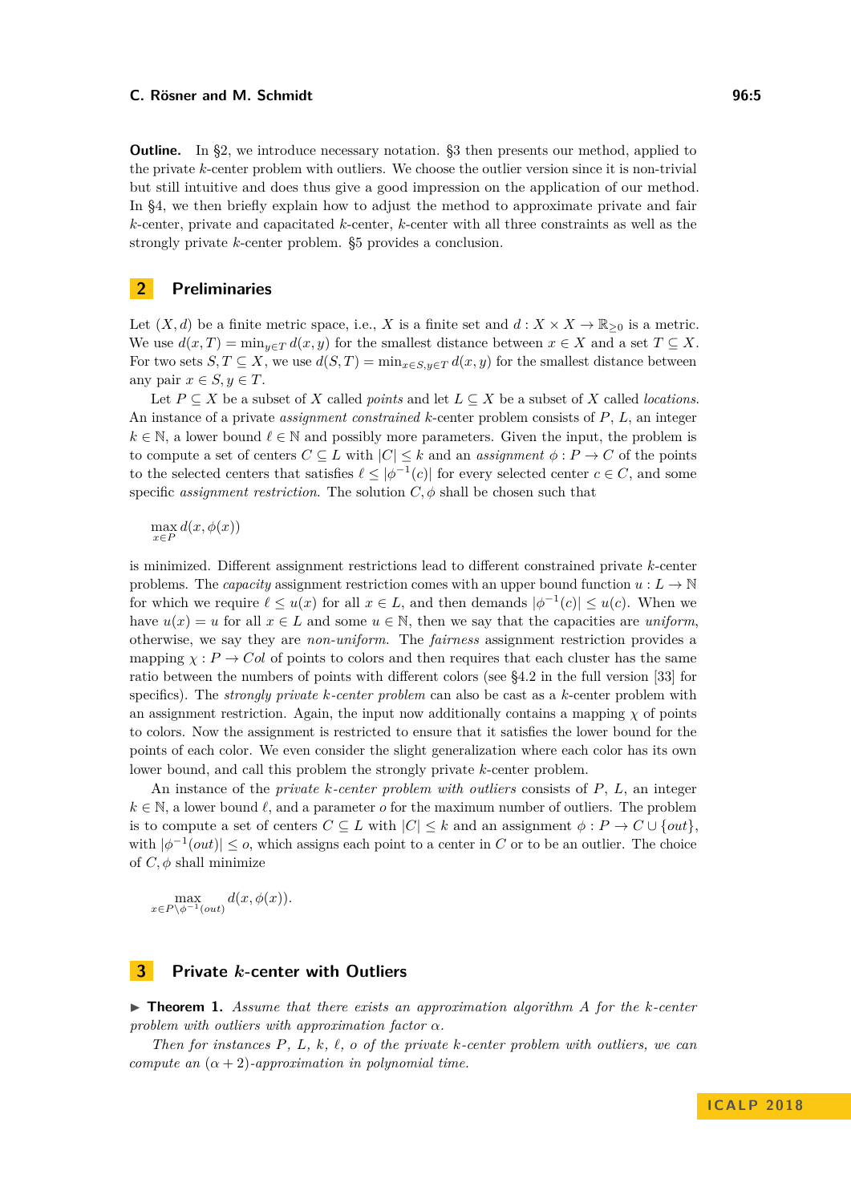**Outline.** In §2, we introduce necessary notation. §3 then presents our method, applied to the private $k$-center problem with outliers. We choose the outlier version since it is non-trivial but still intuitive and does thus give a good impression on the application of our method. In §4, we then briefly explain how to adjust the method to approximate private and fair $k$-center, private and capacitated $k$-center, $k$-center with all three constraints as well as the strongly private $k$-center problem. §5 provides a conclusion.

## 2 Preliminaries

Let $(X, d)$ be a finite metric space, i.e., $X$ is a finite set and $d : X \times X \to \mathbb{R}_{\geq 0}$ is a metric. We use $d(x, T) = \min_{y \in T} d(x, y)$ for the smallest distance between $x \in X$ and a set $T \subseteq X$. For two sets $S, T \subseteq X$, we use $d(S, T) = \min_{x \in S, y \in T} d(x, y)$ for the smallest distance between any pair $x \in S, y \in T$.

Let $P \subseteq X$ be a subset of $X$ called *points* and let $L \subseteq X$ be a subset of $X$ called *locations*. An instance of a private *assignment constrained* $k$-center problem consists of $P$, $L$, an integer $k \in \mathbb{N}$, a lower bound $\ell \in \mathbb{N}$ and possibly more parameters. Given the input, the problem is to compute a set of centers $C \subseteq L$ with $|C| \leq k$ and an *assignment* $\phi : P \to C$ of the points to the selected centers that satisfies $\ell \leq |\phi^{-1}(c)|$ for every selected center $c \in C$, and some specific *assignment restriction*. The solution $C, \phi$ shall be chosen such that

$$\max_{x \in P} d(x, \phi(x))$$

is minimized. Different assignment restrictions lead to different constrained private $k$-center problems. The *capacity* assignment restriction comes with an upper bound function $u : L \to \mathbb{N}$ for which we require $\ell \leq u(x)$ for all $x \in L$, and then demands $|\phi^{-1}(c)| \leq u(c)$. When we have $u(x) = u$ for all $x \in L$ and some $u \in \mathbb{N}$, then we say that the capacities are *uniform*, otherwise, we say they are *non-uniform*. The *fairness* assignment restriction provides a mapping $\chi : P \to Col$ of points to colors and then requires that each cluster has the same ratio between the numbers of points with different colors (see §4.2 in the full version [33] for specifics). The *strongly private $k$-center problem* can also be cast as a $k$-center problem with an assignment restriction. Again, the input now additionally contains a mapping $\chi$ of points to colors. Now the assignment is restricted to ensure that it satisfies the lower bound for the points of each color. We even consider the slight generalization where each color has its own lower bound, and call this problem the strongly private $k$-center problem.

An instance of the *private $k$-center problem with outliers* consists of $P$, $L$, an integer $k \in \mathbb{N}$, a lower bound $\ell$, and a parameter $o$ for the maximum number of outliers. The problem is to compute a set of centers $C \subseteq L$ with $|C| \leq k$ and an assignment $\phi : P \to C \cup \{out\}$, with $|\phi^{-1}(out)| \leq o$, which assigns each point to a center in $C$ or to be an outlier. The choice of $C, \phi$ shall minimize

$$\max_{x \in P \setminus \phi^{-1}(out)} d(x, \phi(x)).$$

## 3 Private $k$-center with Outliers

▶ **Theorem 1.** *Assume that there exists an approximation algorithm $A$ for the $k$-center problem with outliers with approximation factor $\alpha$.*

*Then for instances $P$, $L$, $k$, $\ell$, $o$ of the private $k$-center problem with outliers, we can compute an $(\alpha + 2)$-approximation in polynomial time.*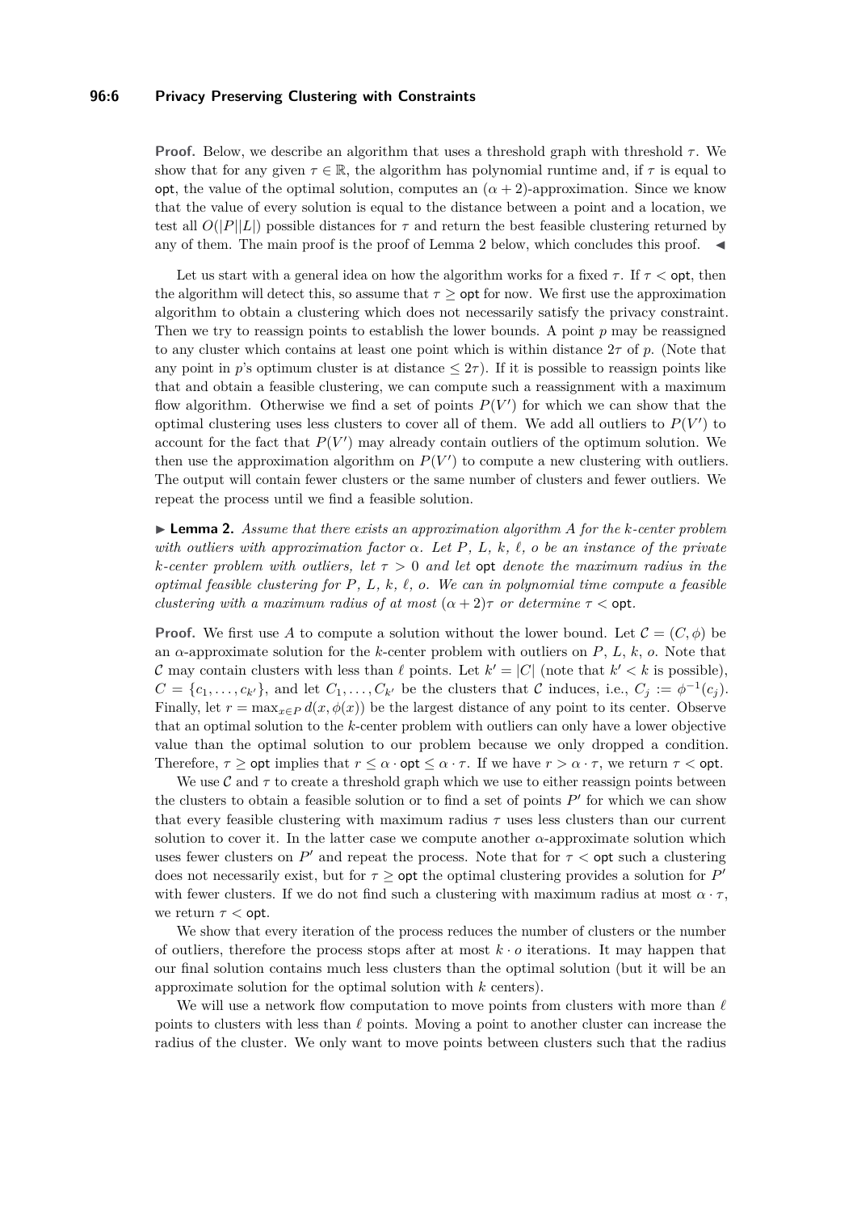**Proof.** Below, we describe an algorithm that uses a threshold graph with threshold $\tau$. We show that for any given $\tau \in \mathbb{R}$, the algorithm has polynomial runtime and, if $\tau$ is equal to $\mathsf{opt}$, the value of the optimal solution, computes an $(\alpha + 2)$-approximation. Since we know that the value of every solution is equal to the distance between a point and a location, we test all $O(|P||L|)$ possible distances for $\tau$ and return the best feasible clustering returned by any of them. The main proof is the proof of Lemma 2 below, which concludes this proof. ◀

Let us start with a general idea on how the algorithm works for a fixed $\tau$. If $\tau < \mathsf{opt}$, then the algorithm will detect this, so assume that $\tau \geq \mathsf{opt}$ for now. We first use the approximation algorithm to obtain a clustering which does not necessarily satisfy the privacy constraint. Then we try to reassign points to establish the lower bounds. A point $p$ may be reassigned to any cluster which contains at least one point which is within distance $2\tau$ of $p$. (Note that any point in $p$'s optimum cluster is at distance $\leq 2\tau$). If it is possible to reassign points like that and obtain a feasible clustering, we can compute such a reassignment with a maximum flow algorithm. Otherwise we find a set of points $P(V')$ for which we can show that the optimal clustering uses less clusters to cover all of them. We add all outliers to $P(V')$ to account for the fact that $P(V')$ may already contain outliers of the optimum solution. We then use the approximation algorithm on $P(V')$ to compute a new clustering with outliers. The output will contain fewer clusters or the same number of clusters and fewer outliers. We repeat the process until we find a feasible solution.

▶ **Lemma 2.** *Assume that there exists an approximation algorithm $A$ for the $k$-center problem with outliers with approximation factor $\alpha$. Let $P$, $L$, $k$, $\ell$, $o$ be an instance of the private $k$-center problem with outliers, let $\tau > 0$ and let $\mathsf{opt}$ denote the maximum radius in the optimal feasible clustering for $P$, $L$, $k$, $\ell$, $o$. We can in polynomial time compute a feasible clustering with a maximum radius of at most $(\alpha + 2)\tau$ or determine $\tau < \mathsf{opt}$.*

**Proof.** We first use $A$ to compute a solution without the lower bound. Let $\mathcal{C} = (C, \phi)$ be an $\alpha$-approximate solution for the $k$-center problem with outliers on $P$, $L$, $k$, $o$. Note that $\mathcal{C}$ may contain clusters with less than $\ell$ points. Let $k' = |C|$ (note that $k' < k$ is possible), $C = \{c_1, \ldots, c_{k'}\}$, and let $C_1, \ldots, C_{k'}$ be the clusters that $\mathcal{C}$ induces, i.e., $C_j := \phi^{-1}(c_j)$. Finally, let $r = \max_{x \in P} d(x, \phi(x))$ be the largest distance of any point to its center. Observe that an optimal solution to the $k$-center problem with outliers can only have a lower objective value than the optimal solution to our problem because we only dropped a condition. Therefore, $\tau \geq \mathsf{opt}$ implies that $r \leq \alpha \cdot \mathsf{opt} \leq \alpha \cdot \tau$. If we have $r > \alpha \cdot \tau$, we return $\tau < \mathsf{opt}$.

We use $\mathcal{C}$ and $\tau$ to create a threshold graph which we use to either reassign points between the clusters to obtain a feasible solution or to find a set of points $P'$ for which we can show that every feasible clustering with maximum radius $\tau$ uses less clusters than our current solution to cover it. In the latter case we compute another $\alpha$-approximate solution which uses fewer clusters on $P'$ and repeat the process. Note that for $\tau < \mathsf{opt}$ such a clustering does not necessarily exist, but for $\tau \geq \mathsf{opt}$ the optimal clustering provides a solution for $P'$ with fewer clusters. If we do not find such a clustering with maximum radius at most $\alpha \cdot \tau$, we return $\tau < \mathsf{opt}$.

We show that every iteration of the process reduces the number of clusters or the number of outliers, therefore the process stops after at most $k \cdot o$ iterations. It may happen that our final solution contains much less clusters than the optimal solution (but it will be an approximate solution for the optimal solution with $k$ centers).

We will use a network flow computation to move points from clusters with more than $\ell$ points to clusters with less than $\ell$ points. Moving a point to another cluster can increase the radius of the cluster. We only want to move points between clusters such that the radius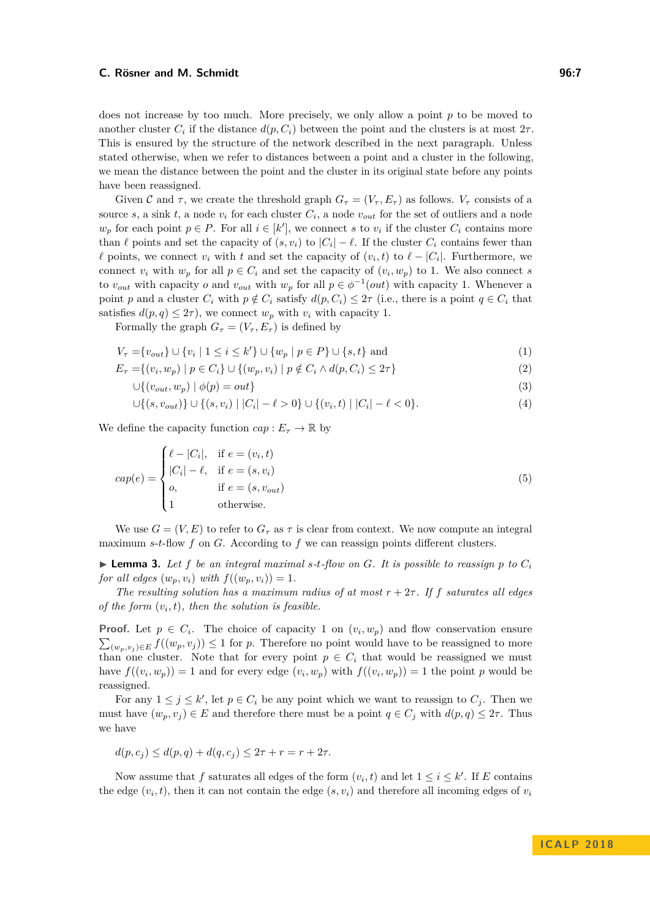does not increase by too much. More precisely, we only allow a point $p$ to be moved to another cluster $C_i$ if the distance $d(p, C_i)$ between the point and the clusters is at most $2\tau$. This is ensured by the structure of the network described in the next paragraph. Unless stated otherwise, when we refer to distances between a point and a cluster in the following, we mean the distance between the point and the cluster in its original state before any points have been reassigned.

Given $\mathcal{C}$ and $\tau$, we create the threshold graph $G_\tau = (V_\tau, E_\tau)$ as follows. $V_\tau$ consists of a source $s$, a sink $t$, a node $v_i$ for each cluster $C_i$, a node $v_{out}$ for the set of outliers and a node $w_p$ for each point $p \in P$. For all $i \in [k']$, we connect $s$ to $v_i$ if the cluster $C_i$ contains more than $\ell$ points and set the capacity of $(s, v_i)$ to $|C_i| - \ell$. If the cluster $C_i$ contains fewer than $\ell$ points, we connect $v_i$ with $t$ and set the capacity of $(v_i, t)$ to $\ell - |C_i|$. Furthermore, we connect $v_i$ with $w_p$ for all $p \in C_i$ and set the capacity of $(v_i, w_p)$ to 1. We also connect $s$ to $v_{out}$ with capacity $o$ and $v_{out}$ with $w_p$ for all $p \in \phi^{-1}(out)$ with capacity 1. Whenever a point $p$ and a cluster $C_i$ with $p \notin C_i$ satisfy $d(p, C_i) \leq 2\tau$ (i.e., there is a point $q \in C_i$ that satisfies $d(p, q) \leq 2\tau$), we connect $w_p$ with $v_i$ with capacity 1.

Formally the graph $G_\tau = (V_\tau, E_\tau)$ is defined by

$$
\begin{aligned}
V_\tau &= \{v_{out}\} \cup \{v_i \mid 1 \leq i \leq k'\} \cup \{w_p \mid p \in P\} \cup \{s, t\} \text{ and} &(1)\\
E_\tau &= \{(v_i, w_p) \mid p \in C_i\} \cup \{(w_p, v_i) \mid p \notin C_i \wedge d(p, C_i) \leq 2\tau\} &(2)\\
&\quad \cup \{(v_{out}, w_p) \mid \phi(p) = out\} &(3)\\
&\quad \cup \{(s, v_{out})\} \cup \{(s, v_i) \mid |C_i| - \ell > 0\} \cup \{(v_i, t) \mid |C_i| - \ell < 0\}. &(4)
\end{aligned}
$$

We define the capacity function $cap : E_\tau \to \mathbb{R}$ by

$$
cap(e) = \begin{cases} \ell - |C_i|, & \text{if } e = (v_i, t) \\ |C_i| - \ell, & \text{if } e = (s, v_i) \\ o, & \text{if } e = (s, v_{out}) \\ 1 & \text{otherwise.} \end{cases} \tag{5}
$$

We use $G = (V, E)$ to refer to $G_\tau$ as $\tau$ is clear from context. We now compute an integral maximum $s$-$t$-flow $f$ on $G$. According to $f$ we can reassign points different clusters.

▶ **Lemma 3.** *Let $f$ be an integral maximal $s$-$t$-flow on $G$. It is possible to reassign $p$ to $C_i$ for all edges $(w_p, v_i)$ with $f((w_p, v_i)) = 1$.*

*The resulting solution has a maximum radius of at most $r + 2\tau$. If $f$ saturates all edges of the form $(v_i, t)$, then the solution is feasible.*

**Proof.** Let $p \in C_i$. The choice of capacity 1 on $(v_i, w_p)$ and flow conservation ensure $\sum_{(w_p, v_j) \in E} f((w_p, v_j)) \leq 1$ for $p$. Therefore no point would have to be reassigned to more than one cluster. Note that for every point $p \in C_i$ that would be reassigned we must have $f((v_i, w_p)) = 1$ and for every edge $(v_i, w_p)$ with $f((v_i, w_p)) = 1$ the point $p$ would be reassigned.

For any $1 \leq j \leq k'$, let $p \in C_i$ be any point which we want to reassign to $C_j$. Then we must have $(w_p, v_j) \in E$ and therefore there must be a point $q \in C_j$ with $d(p, q) \leq 2\tau$. Thus we have

$$d(p, c_j) \leq d(p, q) + d(q, c_j) \leq 2\tau + r = r + 2\tau.$$

Now assume that $f$ saturates all edges of the form $(v_i, t)$ and let $1 \leq i \leq k'$. If $E$ contains the edge $(v_i, t)$, then it can not contain the edge $(s, v_i)$ and therefore all incoming edges of $v_i$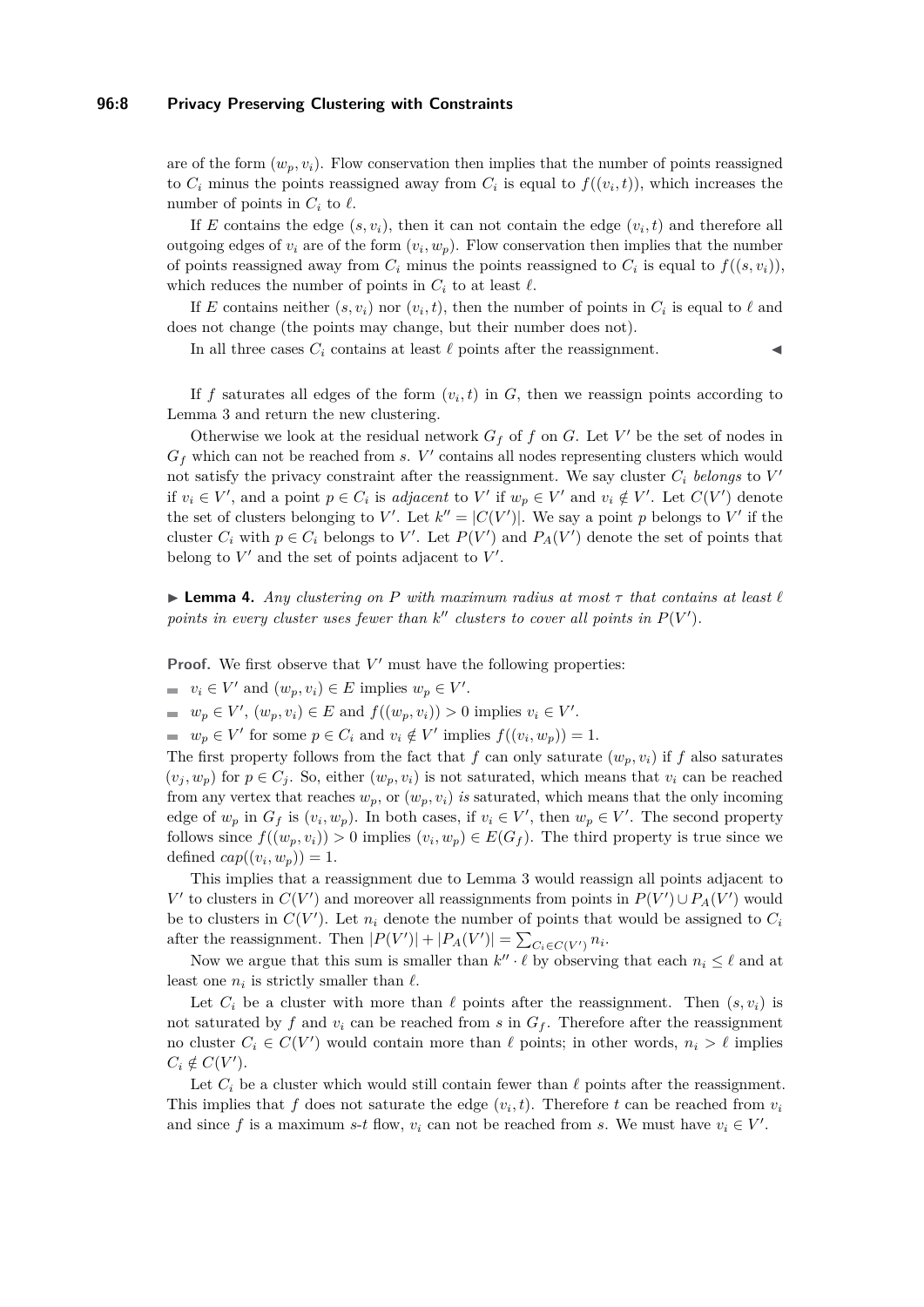are of the form $(w_p, v_i)$. Flow conservation then implies that the number of points reassigned to $C_i$ minus the points reassigned away from $C_i$ is equal to $f((v_i, t))$, which increases the number of points in $C_i$ to $\ell$.

If $E$ contains the edge $(s, v_i)$, then it can not contain the edge $(v_i, t)$ and therefore all outgoing edges of $v_i$ are of the form $(v_i, w_p)$. Flow conservation then implies that the number of points reassigned away from $C_i$ minus the points reassigned to $C_i$ is equal to $f((s, v_i))$, which reduces the number of points in $C_i$ to at least $\ell$.

If $E$ contains neither $(s, v_i)$ nor $(v_i, t)$, then the number of points in $C_i$ is equal to $\ell$ and does not change (the points may change, but their number does not).

In all three cases $C_i$ contains at least $\ell$ points after the reassignment. ◀

If $f$ saturates all edges of the form $(v_i, t)$ in $G$, then we reassign points according to Lemma 3 and return the new clustering.

Otherwise we look at the residual network $G_f$ of $f$ on $G$. Let $V'$ be the set of nodes in $G_f$ which can not be reached from $s$. $V'$ contains all nodes representing clusters which would not satisfy the privacy constraint after the reassignment. We say cluster $C_i$ *belongs* to $V'$ if $v_i \in V'$, and a point $p \in C_i$ is *adjacent* to $V'$ if $w_p \in V'$ and $v_i \notin V'$. Let $C(V')$ denote the set of clusters belonging to $V'$. Let $k'' = |C(V')|$. We say a point $p$ belongs to $V'$ if the cluster $C_i$ with $p \in C_i$ belongs to $V'$. Let $P(V')$ and $P_A(V')$ denote the set of points that belong to $V'$ and the set of points adjacent to $V'$.

▶ **Lemma 4.** *Any clustering on $P$ with maximum radius at most $\tau$ that contains at least $\ell$ points in every cluster uses fewer than $k''$ clusters to cover all points in $P(V')$.*

**Proof.** We first observe that $V'$ must have the following properties:

- $v_i \in V'$ and $(w_p, v_i) \in E$ implies $w_p \in V'$.
- $w_p \in V'$, $(w_p, v_i) \in E$ and $f((w_p, v_i)) > 0$ implies $v_i \in V'$.
- $w_p \in V'$ for some $p \in C_i$ and $v_i \notin V'$ implies $f((v_i, w_p)) = 1$.

The first property follows from the fact that $f$ can only saturate $(w_p, v_i)$ if $f$ also saturates $(v_j, w_p)$ for $p \in C_j$. So, either $(w_p, v_i)$ is not saturated, which means that $v_i$ can be reached from any vertex that reaches $w_p$, or $(w_p, v_i)$ *is* saturated, which means that the only incoming edge of $w_p$ in $G_f$ is $(v_i, w_p)$. In both cases, if $v_i \in V'$, then $w_p \in V'$. The second property follows since $f((w_p, v_i)) > 0$ implies $(v_i, w_p) \in E(G_f)$. The third property is true since we defined $cap((v_i, w_p)) = 1$.

This implies that a reassignment due to Lemma 3 would reassign all points adjacent to $V'$ to clusters in $C(V')$ and moreover all reassignments from points in $P(V') \cup P_A(V')$ would be to clusters in $C(V')$. Let $n_i$ denote the number of points that would be assigned to $C_i$ after the reassignment. Then $|P(V')| + |P_A(V')| = \sum_{C_i \in C(V')} n_i$.

Now we argue that this sum is smaller than $k'' \cdot \ell$ by observing that each $n_i \leq \ell$ and at least one $n_i$ is strictly smaller than $\ell$.

Let $C_i$ be a cluster with more than $\ell$ points after the reassignment. Then $(s, v_i)$ is not saturated by $f$ and $v_i$ can be reached from $s$ in $G_f$. Therefore after the reassignment no cluster $C_i \in C(V')$ would contain more than $\ell$ points; in other words, $n_i > \ell$ implies $C_i \notin C(V')$.

Let $C_i$ be a cluster which would still contain fewer than $\ell$ points after the reassignment. This implies that $f$ does not saturate the edge $(v_i, t)$. Therefore $t$ can be reached from $v_i$ and since $f$ is a maximum $s$-$t$ flow, $v_i$ can not be reached from $s$. We must have $v_i \in V'$.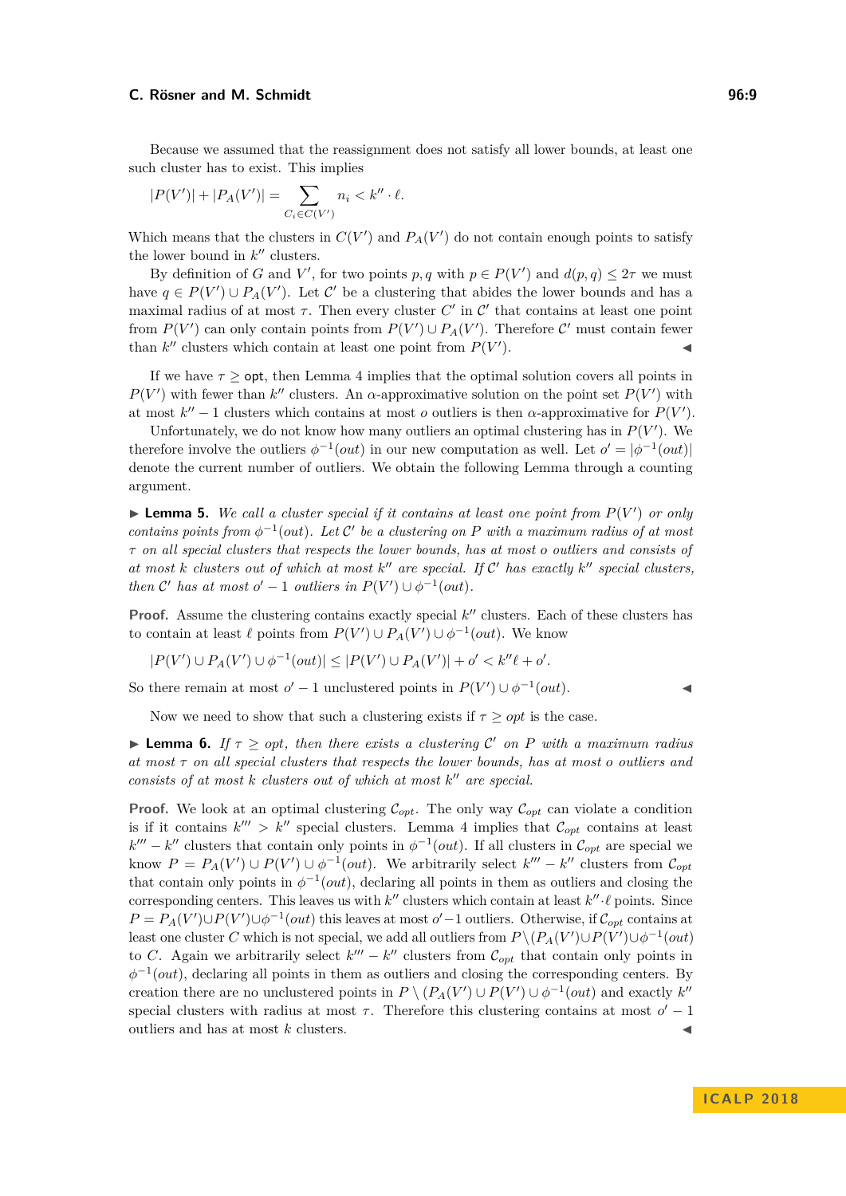Because we assumed that the reassignment does not satisfy all lower bounds, at least one such cluster has to exist. This implies

$$|P(V')| + |P_A(V')| = \sum_{C_i \in C(V')} n_i < k'' \cdot \ell.$$

Which means that the clusters in $C(V')$ and $P_A(V')$ do not contain enough points to satisfy the lower bound in $k''$ clusters.

By definition of $G$ and $V'$, for two points $p, q$ with $p \in P(V')$ and $d(p,q) \leq 2\tau$ we must have $q \in P(V') \cup P_A(V')$. Let $\mathcal{C}'$ be a clustering that abides the lower bounds and has a maximal radius of at most $\tau$. Then every cluster $C'$ in $\mathcal{C}'$ that contains at least one point from $P(V')$ can only contain points from $P(V') \cup P_A(V')$. Therefore $\mathcal{C}'$ must contain fewer than $k''$ clusters which contain at least one point from $P(V')$. ◀

If we have $\tau \geq \mathsf{opt}$, then Lemma 4 implies that the optimal solution covers all points in $P(V')$ with fewer than $k''$ clusters. An $\alpha$-approximative solution on the point set $P(V')$ with at most $k'' - 1$ clusters which contains at most $o$ outliers is then $\alpha$-approximative for $P(V')$.

Unfortunately, we do not know how many outliers an optimal clustering has in $P(V')$. We therefore involve the outliers $\phi^{-1}(out)$ in our new computation as well. Let $o' = |\phi^{-1}(out)|$ denote the current number of outliers. We obtain the following Lemma through a counting argument.

▶ **Lemma 5.** *We call a cluster special if it contains at least one point from $P(V')$ or only contains points from $\phi^{-1}(out)$. Let $\mathcal{C}'$ be a clustering on $P$ with a maximum radius of at most $\tau$ on all special clusters that respects the lower bounds, has at most $o$ outliers and consists of at most $k$ clusters out of which at most $k''$ are special. If $\mathcal{C}'$ has exactly $k''$ special clusters, then $\mathcal{C}'$ has at most $o' - 1$ outliers in $P(V') \cup \phi^{-1}(out)$.*

**Proof.** Assume the clustering contains exactly special $k''$ clusters. Each of these clusters has to contain at least $\ell$ points from $P(V') \cup P_A(V') \cup \phi^{-1}(out)$. We know

$$|P(V') \cup P_A(V') \cup \phi^{-1}(out)| \leq |P(V') \cup P_A(V')| + o' < k''\ell + o'.$$

So there remain at most $o' - 1$ unclustered points in $P(V') \cup \phi^{-1}(out)$. ◀

Now we need to show that such a clustering exists if $\tau \geq opt$ is the case.

▶ **Lemma 6.** *If $\tau \geq opt$, then there exists a clustering $\mathcal{C}'$ on $P$ with a maximum radius at most $\tau$ on all special clusters that respects the lower bounds, has at most $o$ outliers and consists of at most $k$ clusters out of which at most $k''$ are special.*

**Proof.** We look at an optimal clustering $\mathcal{C}_{opt}$. The only way $\mathcal{C}_{opt}$ can violate a condition is if it contains $k''' > k''$ special clusters. Lemma 4 implies that $\mathcal{C}_{opt}$ contains at least $k''' - k''$ clusters that contain only points in $\phi^{-1}(out)$. If all clusters in $\mathcal{C}_{opt}$ are special we know $P = P_A(V') \cup P(V') \cup \phi^{-1}(out)$. We arbitrarily select $k''' - k''$ clusters from $\mathcal{C}_{opt}$ that contain only points in $\phi^{-1}(out)$, declaring all points in them as outliers and closing the corresponding centers. This leaves us with $k''$ clusters which contain at least $k'' \cdot \ell$ points. Since $P = P_A(V') \cup P(V') \cup \phi^{-1}(out)$ this leaves at most $o' - 1$ outliers. Otherwise, if $\mathcal{C}_{opt}$ contains at least one cluster $C$ which is not special, we add all outliers from $P \setminus (P_A(V') \cup P(V') \cup \phi^{-1}(out)$ to $C$. Again we arbitrarily select $k''' - k''$ clusters from $\mathcal{C}_{opt}$ that contain only points in $\phi^{-1}(out)$, declaring all points in them as outliers and closing the corresponding centers. By creation there are no unclustered points in $P \setminus (P_A(V') \cup P(V') \cup \phi^{-1}(out)$ and exactly $k''$ special clusters with radius at most $\tau$. Therefore this clustering contains at most $o' - 1$ outliers and has at most $k$ clusters. ◀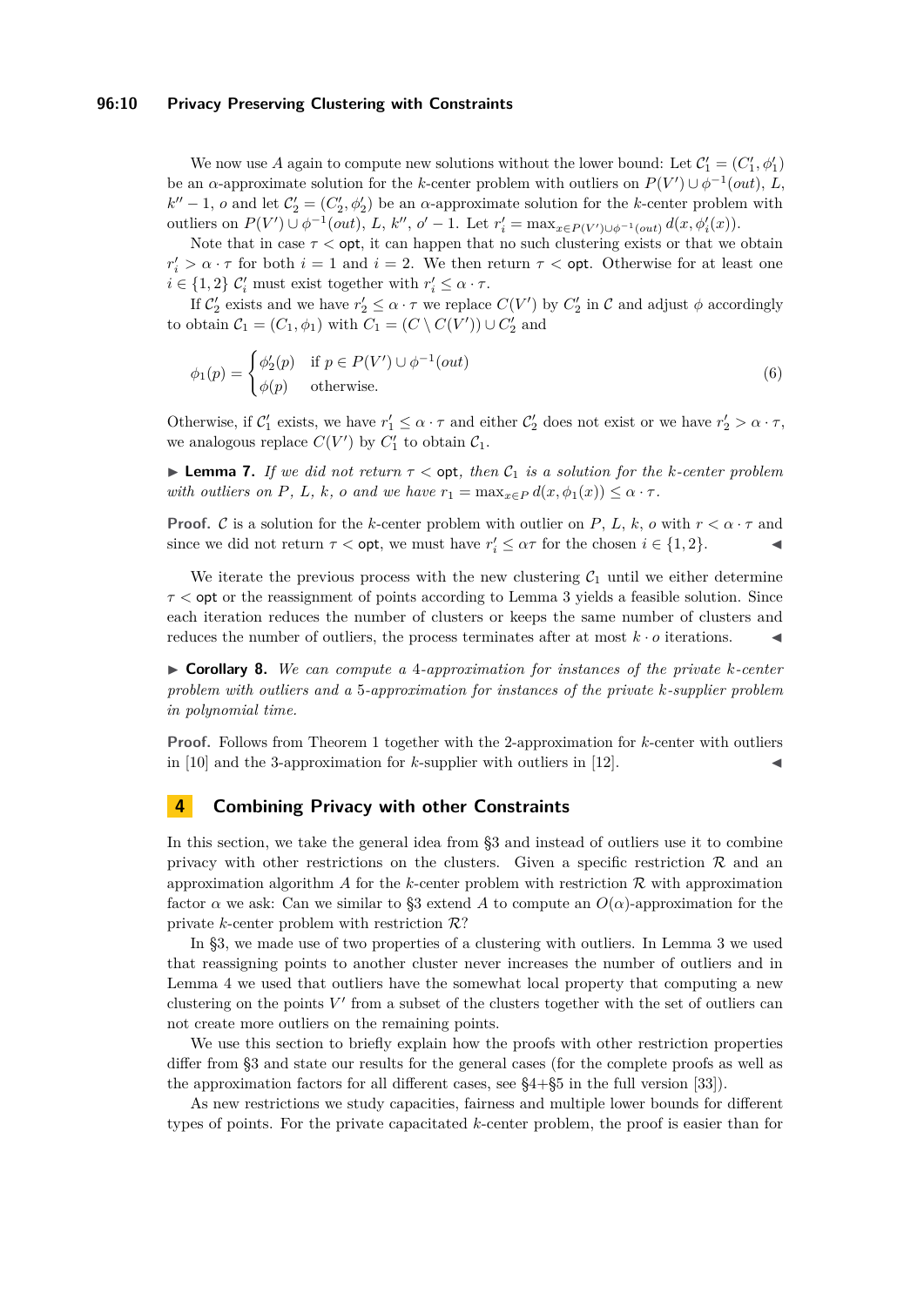We now use $A$ again to compute new solutions without the lower bound: Let $\mathcal{C}_1' = (C_1', \phi_1')$ be an $\alpha$-approximate solution for the $k$-center problem with outliers on $P(V') \cup \phi^{-1}(out)$, $L$, $k'' - 1$, $o$ and let $\mathcal{C}_2' = (C_2', \phi_2')$ be an $\alpha$-approximate solution for the $k$-center problem with outliers on $P(V') \cup \phi^{-1}(out)$, $L$, $k''$, $o' - 1$. Let $r_i' = \max_{x \in P(V') \cup \phi^{-1}(out)} d(x, \phi_i'(x))$.

Note that in case $\tau < \mathsf{opt}$, it can happen that no such clustering exists or that we obtain $r_i' > \alpha \cdot \tau$ for both $i = 1$ and $i = 2$. We then return $\tau < \mathsf{opt}$. Otherwise for at least one $i \in \{1, 2\}$ $\mathcal{C}_i'$ must exist together with $r_i' \leq \alpha \cdot \tau$.

If $\mathcal{C}_2'$ exists and we have $r_2' \leq \alpha \cdot \tau$ we replace $C(V')$ by $C_2'$ in $\mathcal{C}$ and adjust $\phi$ accordingly to obtain $\mathcal{C}_1 = (C_1, \phi_1)$ with $C_1 = (C \setminus C(V')) \cup C_2'$ and

$$\phi_1(p) = \begin{cases} \phi_2'(p) & \text{if } p \in P(V') \cup \phi^{-1}(out) \\ \phi(p) & \text{otherwise.} \end{cases} \tag{6}$$

Otherwise, if $\mathcal{C}_1'$ exists, we have $r_1' \leq \alpha \cdot \tau$ and either $\mathcal{C}_2'$ does not exist or we have $r_2' > \alpha \cdot \tau$, we analogous replace $C(V')$ by $C_1'$ to obtain $\mathcal{C}_1$.

▶ **Lemma 7.** *If we did not return $\tau < \mathsf{opt}$, then $\mathcal{C}_1$ is a solution for the $k$-center problem with outliers on $P$, $L$, $k$, $o$ and we have $r_1 = \max_{x \in P} d(x, \phi_1(x)) \leq \alpha \cdot \tau$.*

**Proof.** $\mathcal{C}$ is a solution for the $k$-center problem with outlier on $P$, $L$, $k$, $o$ with $r < \alpha \cdot \tau$ and since we did not return $\tau < \mathsf{opt}$, we must have $r_i' \leq \alpha\tau$ for the chosen $i \in \{1, 2\}$. ◀

We iterate the previous process with the new clustering $\mathcal{C}_1$ until we either determine $\tau < \mathsf{opt}$ or the reassignment of points according to Lemma 3 yields a feasible solution. Since each iteration reduces the number of clusters or keeps the same number of clusters and reduces the number of outliers, the process terminates after at most $k \cdot o$ iterations. ◀

▶ **Corollary 8.** *We can compute a 4-approximation for instances of the private $k$-center problem with outliers and a 5-approximation for instances of the private $k$-supplier problem in polynomial time.*

**Proof.** Follows from Theorem 1 together with the 2-approximation for $k$-center with outliers in [10] and the 3-approximation for $k$-supplier with outliers in [12]. ◀

## 4 Combining Privacy with other Constraints

In this section, we take the general idea from §3 and instead of outliers use it to combine privacy with other restrictions on the clusters. Given a specific restriction $\mathcal{R}$ and an approximation algorithm $A$ for the $k$-center problem with restriction $\mathcal{R}$ with approximation factor $\alpha$ we ask: Can we similar to §3 extend $A$ to compute an $O(\alpha)$-approximation for the private $k$-center problem with restriction $\mathcal{R}$?

In §3, we made use of two properties of a clustering with outliers. In Lemma 3 we used that reassigning points to another cluster never increases the number of outliers and in Lemma 4 we used that outliers have the somewhat local property that computing a new clustering on the points $V'$ from a subset of the clusters together with the set of outliers can not create more outliers on the remaining points.

We use this section to briefly explain how the proofs with other restriction properties differ from §3 and state our results for the general cases (for the complete proofs as well as the approximation factors for all different cases, see §4+§5 in the full version [33]).

As new restrictions we study capacities, fairness and multiple lower bounds for different types of points. For the private capacitated $k$-center problem, the proof is easier than for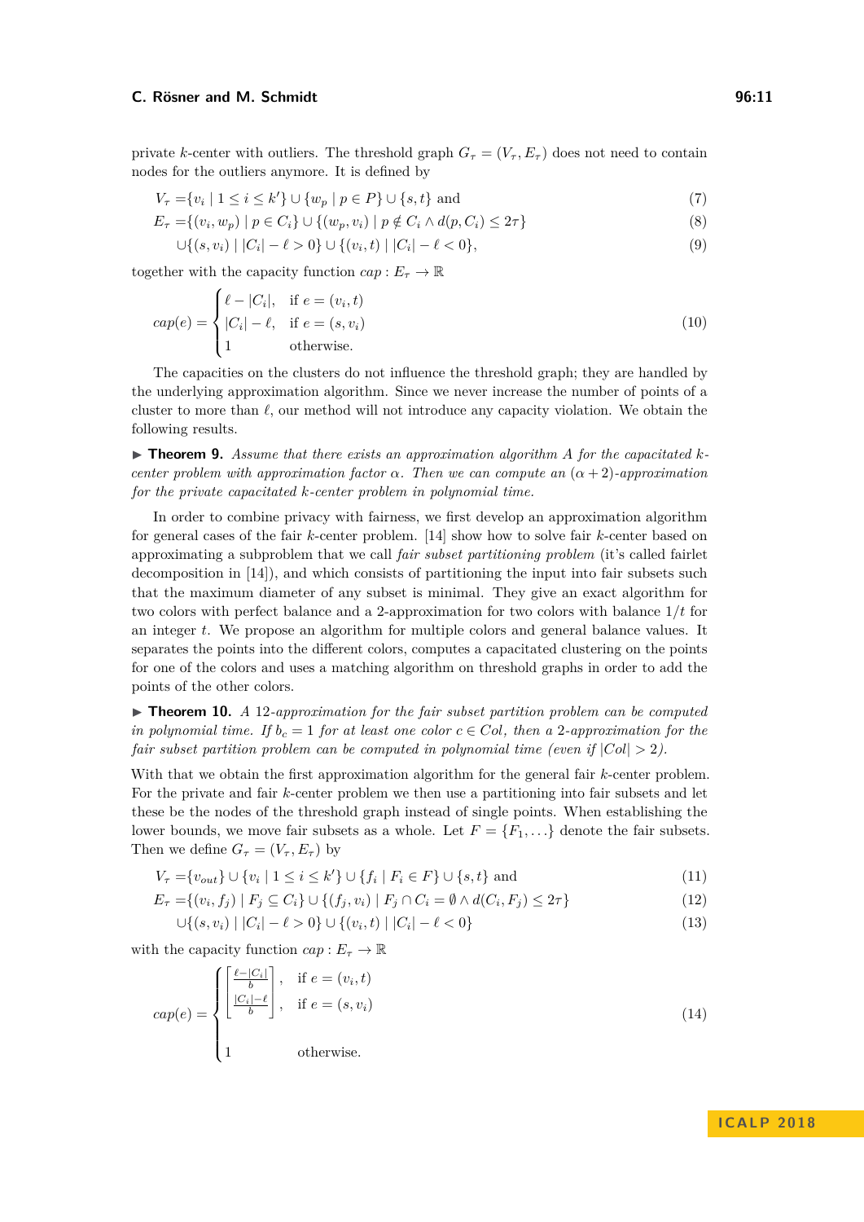private $k$-center with outliers. The threshold graph $G_\tau = (V_\tau, E_\tau)$ does not need to contain nodes for the outliers anymore. It is defined by

$$V_\tau = \{v_i \mid 1 \le i \le k'\} \cup \{w_p \mid p \in P\} \cup \{s, t\} \text{ and} \tag{7}$$

$$E_\tau = \{(v_i, w_p) \mid p \in C_i\} \cup \{(w_p, v_i) \mid p \notin C_i \wedge d(p, C_i) \le 2\tau\} \tag{8}$$

$$\cup \{(s, v_i) \mid |C_i| - \ell > 0\} \cup \{(v_i, t) \mid |C_i| - \ell < 0\}, \tag{9}$$

together with the capacity function $cap : E_\tau \to \mathbb{R}$

$$cap(e) = \begin{cases} \ell - |C_i|, & \text{if } e = (v_i, t) \\ |C_i| - \ell, & \text{if } e = (s, v_i) \\ 1 & \text{otherwise.} \end{cases} \tag{10}$$

The capacities on the clusters do not influence the threshold graph; they are handled by the underlying approximation algorithm. Since we never increase the number of points of a cluster to more than $\ell$, our method will not introduce any capacity violation. We obtain the following results.

▶ **Theorem 9.** *Assume that there exists an approximation algorithm $A$ for the capacitated $k$-center problem with approximation factor $\alpha$. Then we can compute an $(\alpha + 2)$-approximation for the private capacitated $k$-center problem in polynomial time.*

In order to combine privacy with fairness, we first develop an approximation algorithm for general cases of the fair $k$-center problem. [14] show how to solve fair $k$-center based on approximating a subproblem that we call *fair subset partitioning problem* (it's called fairlet decomposition in [14]), and which consists of partitioning the input into fair subsets such that the maximum diameter of any subset is minimal. They give an exact algorithm for two colors with perfect balance and a 2-approximation for two colors with balance $1/t$ for an integer $t$. We propose an algorithm for multiple colors and general balance values. It separates the points into the different colors, computes a capacitated clustering on the points for one of the colors and uses a matching algorithm on threshold graphs in order to add the points of the other colors.

▶ **Theorem 10.** *A 12-approximation for the fair subset partition problem can be computed in polynomial time. If $b_c = 1$ for at least one color $c \in Col$, then a 2-approximation for the fair subset partition problem can be computed in polynomial time (even if $|Col| > 2$).*

With that we obtain the first approximation algorithm for the general fair $k$-center problem. For the private and fair $k$-center problem we then use a partitioning into fair subsets and let these be the nodes of the threshold graph instead of single points. When establishing the lower bounds, we move fair subsets as a whole. Let $F = \{F_1, \ldots\}$ denote the fair subsets. Then we define $G_\tau = (V_\tau, E_\tau)$ by

$$V_\tau = \{v_{out}\} \cup \{v_i \mid 1 \le i \le k'\} \cup \{f_i \mid F_i \in F\} \cup \{s, t\} \text{ and} \tag{11}$$

$$E_\tau = \{(v_i, f_j) \mid F_j \subseteq C_i\} \cup \{(f_j, v_i) \mid F_j \cap C_i = \emptyset \wedge d(C_i, F_j) \le 2\tau\} \tag{12}$$

$$\cup \{(s, v_i) \mid |C_i| - \ell > 0\} \cup \{(v_i, t) \mid |C_i| - \ell < 0\} \tag{13}$$

with the capacity function $cap : E_\tau \to \mathbb{R}$

$$cap(e) = \begin{cases} \left\lceil \frac{\ell - |C_i|}{b} \right\rceil, & \text{if } e = (v_i, t) \\ \left\lceil \frac{|C_i| - \ell}{b} \right\rceil, & \text{if } e = (s, v_i) \\ 1 & \text{otherwise.} \end{cases} \tag{14}$$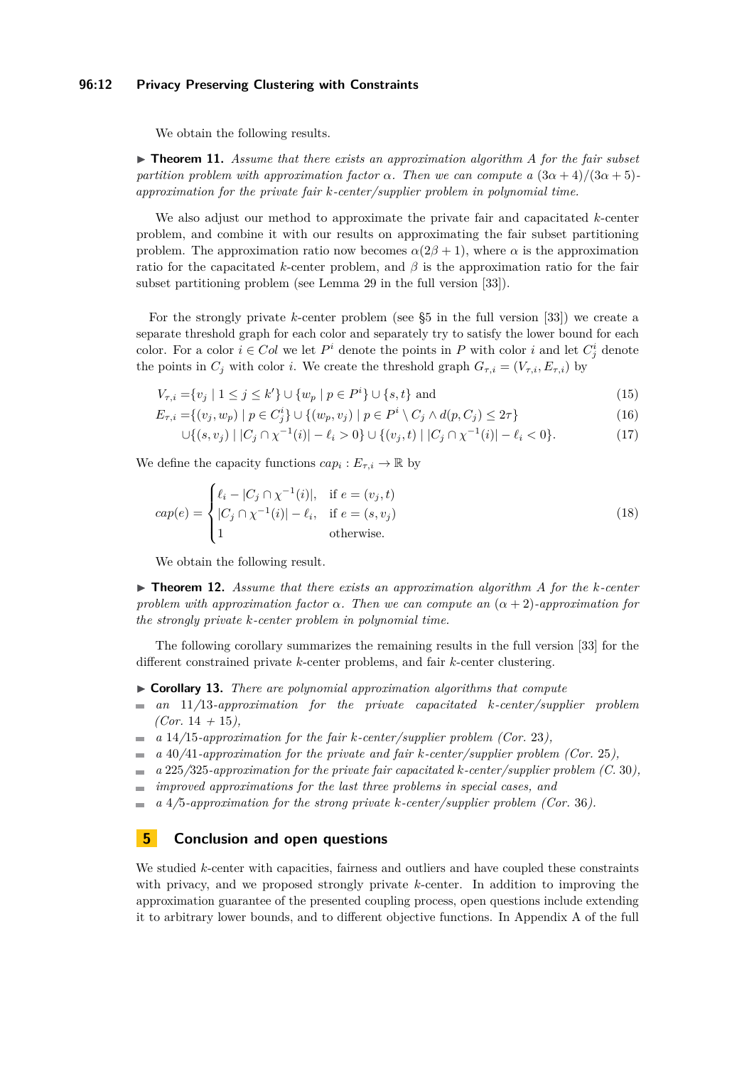We obtain the following results.

▶ **Theorem 11.** *Assume that there exists an approximation algorithm $A$ for the fair subset partition problem with approximation factor $\alpha$. Then we can compute a $(3\alpha+4)/(3\alpha+5)$-approximation for the private fair $k$-center/supplier problem in polynomial time.*

We also adjust our method to approximate the private fair and capacitated $k$-center problem, and combine it with our results on approximating the fair subset partitioning problem. The approximation ratio now becomes $\alpha(2\beta+1)$, where $\alpha$ is the approximation ratio for the capacitated $k$-center problem, and $\beta$ is the approximation ratio for the fair subset partitioning problem (see Lemma 29 in the full version [33]).

For the strongly private $k$-center problem (see §5 in the full version [33]) we create a separate threshold graph for each color and separately try to satisfy the lower bound for each color. For a color $i \in Col$ we let $P^i$ denote the points in $P$ with color $i$ and let $C_j^i$ denote the points in $C_j$ with color $i$. We create the threshold graph $G_{\tau,i} = (V_{\tau,i}, E_{\tau,i})$ by

$$V_{\tau,i} = \{v_j \mid 1 \le j \le k'\} \cup \{w_p \mid p \in P^i\} \cup \{s,t\} \text{ and} \tag{15}$$

$$E_{\tau,i} = \{(v_j, w_p) \mid p \in C_j^i\} \cup \{(w_p, v_j) \mid p \in P^i \setminus C_j \wedge d(p, C_j) \le 2\tau\} \tag{16}$$

$$\cup \{(s, v_j) \mid |C_j \cap \chi^{-1}(i)| - \ell_i > 0\} \cup \{(v_j, t) \mid |C_j \cap \chi^{-1}(i)| - \ell_i < 0\}. \tag{17}$$

We define the capacity functions $cap_i : E_{\tau,i} \to \mathbb{R}$ by

$$cap(e) = \begin{cases} \ell_i - |C_j \cap \chi^{-1}(i)|, & \text{if } e = (v_j, t) \\ |C_j \cap \chi^{-1}(i)| - \ell_i, & \text{if } e = (s, v_j) \\ 1 & \text{otherwise.} \end{cases} \tag{18}$$

We obtain the following result.

▶ **Theorem 12.** *Assume that there exists an approximation algorithm $A$ for the $k$-center problem with approximation factor $\alpha$. Then we can compute an $(\alpha+2)$-approximation for the strongly private $k$-center problem in polynomial time.*

The following corollary summarizes the remaining results in the full version [33] for the different constrained private $k$-center problems, and fair $k$-center clustering.

▶ **Corollary 13.** *There are polynomial approximation algorithms that compute*

- *an 11/13-approximation for the private capacitated $k$-center/supplier problem (Cor. 14 + 15),*
- *a 14/15-approximation for the fair $k$-center/supplier problem (Cor. 23),*
- *a 40/41-approximation for the private and fair $k$-center/supplier problem (Cor. 25),*
- *a 225/325-approximation for the private fair capacitated $k$-center/supplier problem (C. 30),*
- *improved approximations for the last three problems in special cases, and*
- *a 4/5-approximation for the strong private $k$-center/supplier problem (Cor. 36).*

## 5 Conclusion and open questions

We studied $k$-center with capacities, fairness and outliers and have coupled these constraints with privacy, and we proposed strongly private $k$-center. In addition to improving the approximation guarantee of the presented coupling process, open questions include extending it to arbitrary lower bounds, and to different objective functions. In Appendix A of the full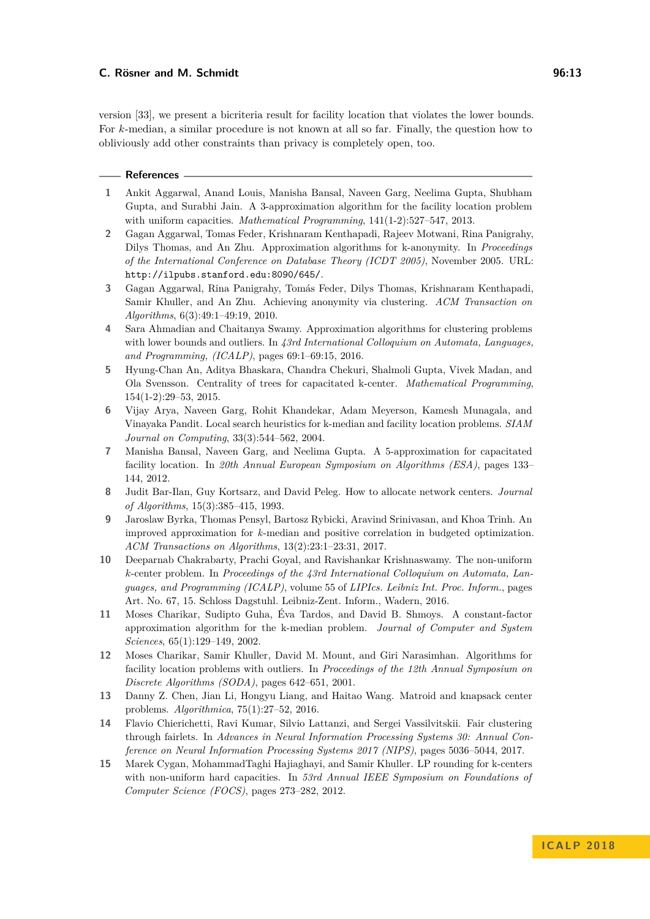version [33], we present a bicriteria result for facility location that violates the lower bounds. For $k$-median, a similar procedure is not known at all so far. Finally, the question how to obliviously add other constraints than privacy is completely open, too.

## References

1. Ankit Aggarwal, Anand Louis, Manisha Bansal, Naveen Garg, Neelima Gupta, Shubham Gupta, and Surabhi Jain. A 3-approximation algorithm for the facility location problem with uniform capacities. *Mathematical Programming*, 141(1-2):527–547, 2013.
2. Gagan Aggarwal, Tomas Feder, Krishnaram Kenthapadi, Rajeev Motwani, Rina Panigrahy, Dilys Thomas, and An Zhu. Approximation algorithms for k-anonymity. In *Proceedings of the International Conference on Database Theory (ICDT 2005)*, November 2005. URL: http://ilpubs.stanford.edu:8090/645/.
3. Gagan Aggarwal, Rina Panigrahy, Tomás Feder, Dilys Thomas, Krishnaram Kenthapadi, Samir Khuller, and An Zhu. Achieving anonymity via clustering. *ACM Transaction on Algorithms*, 6(3):49:1–49:19, 2010.
4. Sara Ahmadian and Chaitanya Swamy. Approximation algorithms for clustering problems with lower bounds and outliers. In *43rd International Colloquium on Automata, Languages, and Programming, (ICALP)*, pages 69:1–69:15, 2016.
5. Hyung-Chan An, Aditya Bhaskara, Chandra Chekuri, Shalmoli Gupta, Vivek Madan, and Ola Svensson. Centrality of trees for capacitated k-center. *Mathematical Programming*, 154(1-2):29–53, 2015.
6. Vijay Arya, Naveen Garg, Rohit Khandekar, Adam Meyerson, Kamesh Munagala, and Vinayaka Pandit. Local search heuristics for k-median and facility location problems. *SIAM Journal on Computing*, 33(3):544–562, 2004.
7. Manisha Bansal, Naveen Garg, and Neelima Gupta. A 5-approximation for capacitated facility location. In *20th Annual European Symposium on Algorithms (ESA)*, pages 133–144, 2012.
8. Judit Bar-Ilan, Guy Kortsarz, and David Peleg. How to allocate network centers. *Journal of Algorithms*, 15(3):385–415, 1993.
9. Jaroslaw Byrka, Thomas Pensyl, Bartosz Rybicki, Aravind Srinivasan, and Khoa Trinh. An improved approximation for $k$-median and positive correlation in budgeted optimization. *ACM Transactions on Algorithms*, 13(2):23:1–23:31, 2017.
10. Deeparnab Chakrabarty, Prachi Goyal, and Ravishankar Krishnaswamy. The non-uniform $k$-center problem. In *Proceedings of the 43rd International Colloquium on Automata, Languages, and Programming (ICALP)*, volume 55 of *LIPIcs. Leibniz Int. Proc. Inform.*, pages Art. No. 67, 15. Schloss Dagstuhl. Leibniz-Zent. Inform., Wadern, 2016.
11. Moses Charikar, Sudipto Guha, Éva Tardos, and David B. Shmoys. A constant-factor approximation algorithm for the k-median problem. *Journal of Computer and System Sciences*, 65(1):129–149, 2002.
12. Moses Charikar, Samir Khuller, David M. Mount, and Giri Narasimhan. Algorithms for facility location problems with outliers. In *Proceedings of the 12th Annual Symposium on Discrete Algorithms (SODA)*, pages 642–651, 2001.
13. Danny Z. Chen, Jian Li, Hongyu Liang, and Haitao Wang. Matroid and knapsack center problems. *Algorithmica*, 75(1):27–52, 2016.
14. Flavio Chierichetti, Ravi Kumar, Silvio Lattanzi, and Sergei Vassilvitskii. Fair clustering through fairlets. In *Advances in Neural Information Processing Systems 30: Annual Conference on Neural Information Processing Systems 2017 (NIPS)*, pages 5036–5044, 2017.
15. Marek Cygan, MohammadTaghi Hajiaghayi, and Samir Khuller. LP rounding for k-centers with non-uniform hard capacities. In *53rd Annual IEEE Symposium on Foundations of Computer Science (FOCS)*, pages 273–282, 2012.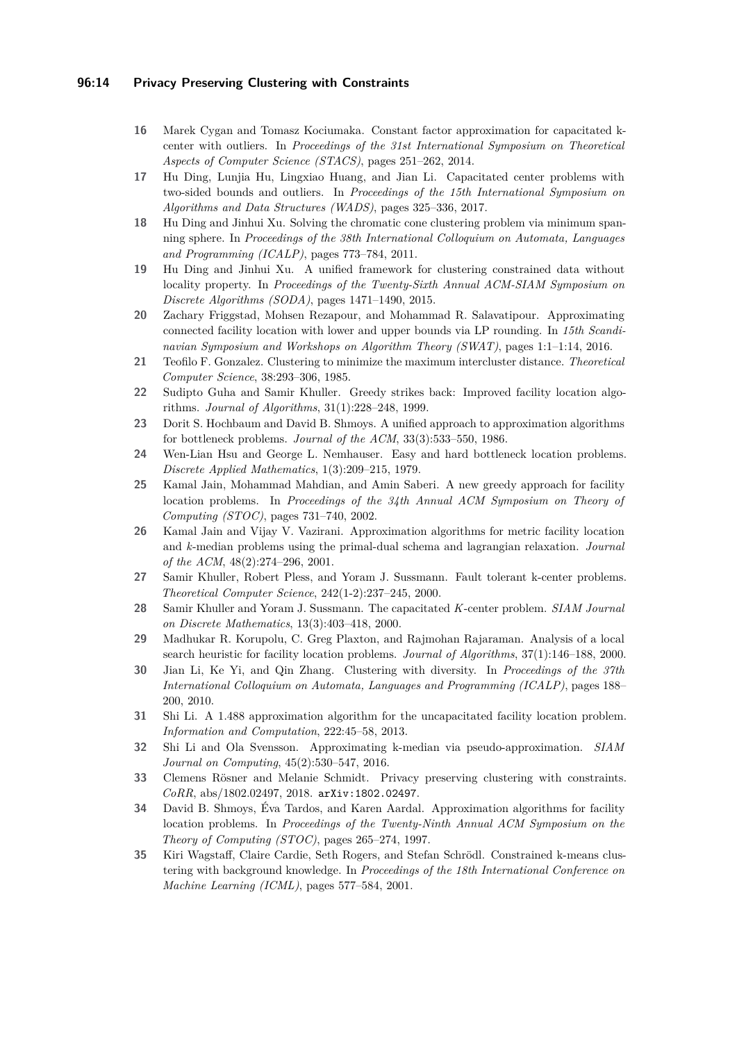16 Marek Cygan and Tomasz Kociumaka. Constant factor approximation for capacitated k-center with outliers. In *Proceedings of the 31st International Symposium on Theoretical Aspects of Computer Science (STACS)*, pages 251–262, 2014.

17 Hu Ding, Lunjia Hu, Lingxiao Huang, and Jian Li. Capacitated center problems with two-sided bounds and outliers. In *Proceedings of the 15th International Symposium on Algorithms and Data Structures (WADS)*, pages 325–336, 2017.

18 Hu Ding and Jinhui Xu. Solving the chromatic cone clustering problem via minimum spanning sphere. In *Proceedings of the 38th International Colloquium on Automata, Languages and Programming (ICALP)*, pages 773–784, 2011.

19 Hu Ding and Jinhui Xu. A unified framework for clustering constrained data without locality property. In *Proceedings of the Twenty-Sixth Annual ACM-SIAM Symposium on Discrete Algorithms (SODA)*, pages 1471–1490, 2015.

20 Zachary Friggstad, Mohsen Rezapour, and Mohammad R. Salavatipour. Approximating connected facility location with lower and upper bounds via LP rounding. In *15th Scandinavian Symposium and Workshops on Algorithm Theory (SWAT)*, pages 1:1–1:14, 2016.

21 Teofilo F. Gonzalez. Clustering to minimize the maximum intercluster distance. *Theoretical Computer Science*, 38:293–306, 1985.

22 Sudipto Guha and Samir Khuller. Greedy strikes back: Improved facility location algorithms. *Journal of Algorithms*, 31(1):228–248, 1999.

23 Dorit S. Hochbaum and David B. Shmoys. A unified approach to approximation algorithms for bottleneck problems. *Journal of the ACM*, 33(3):533–550, 1986.

24 Wen-Lian Hsu and George L. Nemhauser. Easy and hard bottleneck location problems. *Discrete Applied Mathematics*, 1(3):209–215, 1979.

25 Kamal Jain, Mohammad Mahdian, and Amin Saberi. A new greedy approach for facility location problems. In *Proceedings of the 34th Annual ACM Symposium on Theory of Computing (STOC)*, pages 731–740, 2002.

26 Kamal Jain and Vijay V. Vazirani. Approximation algorithms for metric facility location and $k$-median problems using the primal-dual schema and lagrangian relaxation. *Journal of the ACM*, 48(2):274–296, 2001.

27 Samir Khuller, Robert Pless, and Yoram J. Sussmann. Fault tolerant k-center problems. *Theoretical Computer Science*, 242(1-2):237–245, 2000.

28 Samir Khuller and Yoram J. Sussmann. The capacitated $K$-center problem. *SIAM Journal on Discrete Mathematics*, 13(3):403–418, 2000.

29 Madhukar R. Korupolu, C. Greg Plaxton, and Rajmohan Rajaraman. Analysis of a local search heuristic for facility location problems. *Journal of Algorithms*, 37(1):146–188, 2000.

30 Jian Li, Ke Yi, and Qin Zhang. Clustering with diversity. In *Proceedings of the 37th International Colloquium on Automata, Languages and Programming (ICALP)*, pages 188–200, 2010.

31 Shi Li. A 1.488 approximation algorithm for the uncapacitated facility location problem. *Information and Computation*, 222:45–58, 2013.

32 Shi Li and Ola Svensson. Approximating k-median via pseudo-approximation. *SIAM Journal on Computing*, 45(2):530–547, 2016.

33 Clemens Rösner and Melanie Schmidt. Privacy preserving clustering with constraints. *CoRR*, abs/1802.02497, 2018. arXiv:1802.02497.

34 David B. Shmoys, Éva Tardos, and Karen Aardal. Approximation algorithms for facility location problems. In *Proceedings of the Twenty-Ninth Annual ACM Symposium on the Theory of Computing (STOC)*, pages 265–274, 1997.

35 Kiri Wagstaff, Claire Cardie, Seth Rogers, and Stefan Schrödl. Constrained k-means clustering with background knowledge. In *Proceedings of the 18th International Conference on Machine Learning (ICML)*, pages 577–584, 2001.